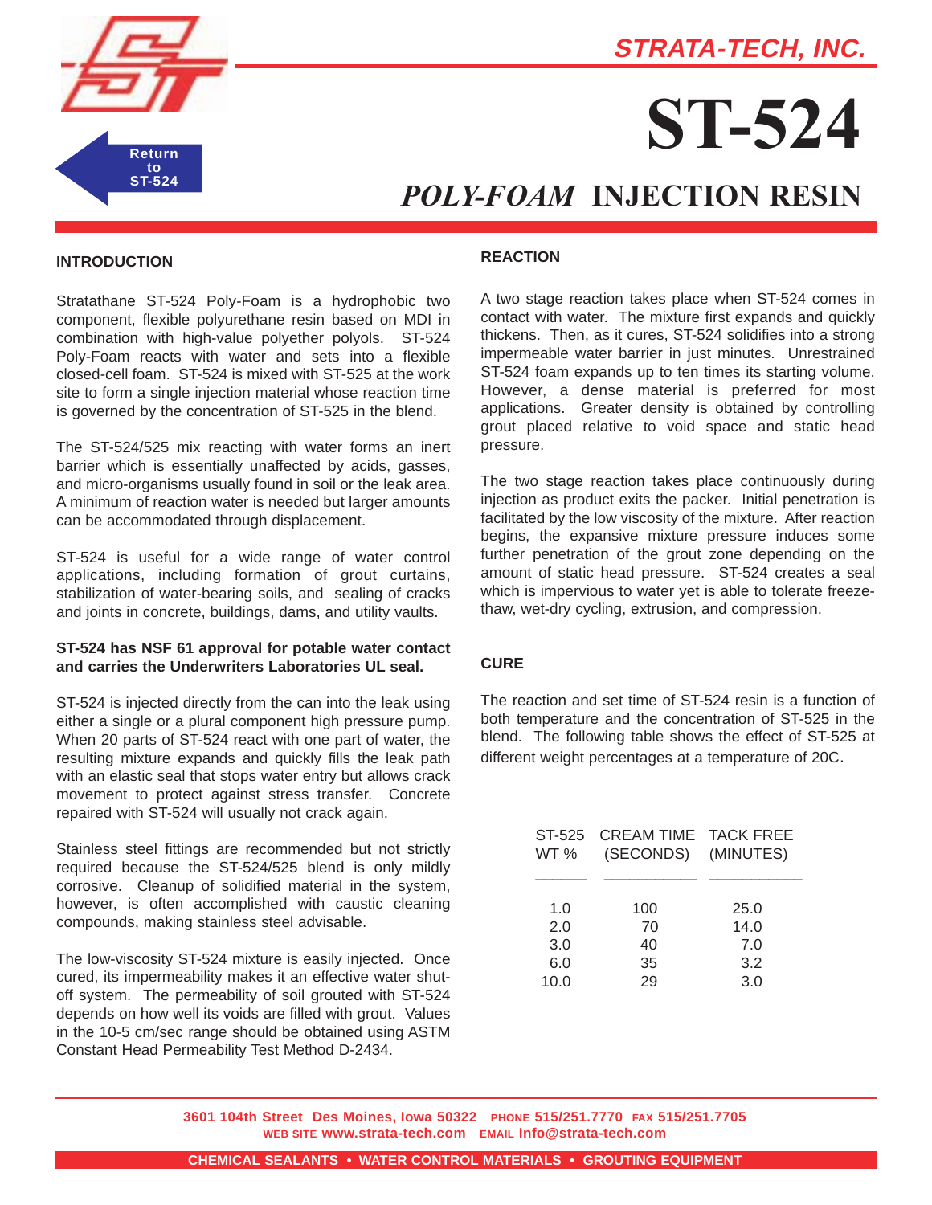STRATA-TECH, INC.

# ST-524

## *POLY-FOAM* INJECTION RESIN

### INTRODUCTION

Stratathane ST-524 Poly-Foam is a hydrophobic two component, flexible polyurethane resin based on MDI in combination with high-value polyether polyols. ST-524 Poly-Foam reacts with water and sets into a flexible closed-cell foam. ST-524 is mixed with ST-525 at the work site to form a single injection material whose reaction time is governed by the concentration of ST-525 in the blend.

The ST-524/525 mix reacting with water forms an inert barrier which is essentially unaffected by acids, gasses, and micro-organisms usually found in soil or the leak area. A minimum of reaction water is needed but larger amounts can be accommodated through displacement.

ST-524 is useful for a wide range of water control applications, including formation of grout curtains, stabilization of water-bearing soils, and sealing of cracks and joints in concrete, buildings, dams, and utility vaults.

**ST-524 has NSF 61 approval for potable water contact and carries the Underwriters Laboratories UL seal.**

ST-524 is injected directly from the can into the leak using either a single or a plural component high pressure pump. When 20 parts of ST-524 react with one part of water, the resulting mixture expands and quickly fills the leak path with an elastic seal that stops water entry but allows crack movement to protect against stress transfer. Concrete repaired with ST-524 will usually not crack again.

Stainless steel fittings are recommended but not strictly required because the ST-524/525 blend is only mildly corrosive. Cleanup of solidified material in the system, however, is often accomplished with caustic cleaning compounds, making stainless steel advisable.

The low-viscosity ST-524 mixture is easily injected. Once cured, its impermeability makes it an effective water shut-off system. The permeability of soil grouted with ST-524 depends on how well its voids are filled with grout. Values in the $10^{-5}$ cm/sec range should be obtained using ASTM Constant Head Permeability Test Method D-2434.

### REACTION

A two stage reaction takes place when ST-524 comes in contact with water. The mixture first expands and quickly thickens. Then, as it cures, ST-524 solidifies into a strong impermeable water barrier in just minutes. Unrestrained ST-524 foam expands up to ten times its starting volume. However, a dense material is preferred for most applications. Greater density is obtained by controlling grout placed relative to void space and static head pressure.

The two stage reaction takes place continuously during injection as product exits the packer. Initial penetration is facilitated by the low viscosity of the mixture. After reaction begins, the expansive mixture pressure induces some further penetration of the grout zone depending on the amount of static head pressure. ST-524 creates a seal which is impervious to water yet is able to tolerate freeze-thaw, wet-dry cycling, extrusion, and compression.

### CURE

The reaction and set time of ST-524 resin is a function of both temperature and the concentration of ST-525 in the blend. The following table shows the effect of ST-525 at different weight percentages at a temperature of 20C.

| ST-525 WT % | CREAM TIME (SECONDS) | TACK FREE (MINUTES) |
|---|---|---|
| 1.0 | 100 | 25.0 |
| 2.0 | 70 | 14.0 |
| 3.0 | 40 | 7.0 |
| 6.0 | 35 | 3.2 |
| 10.0 | 29 | 3.0 |

3601 104th Street Des Moines, Iowa 50322 PHONE 515/251.7770 FAX 515/251.7705
WEB SITE www.strata-tech.com EMAIL Info@strata-tech.com

CHEMICAL SEALANTS • WATER CONTROL MATERIALS • GROUTING EQUIPMENT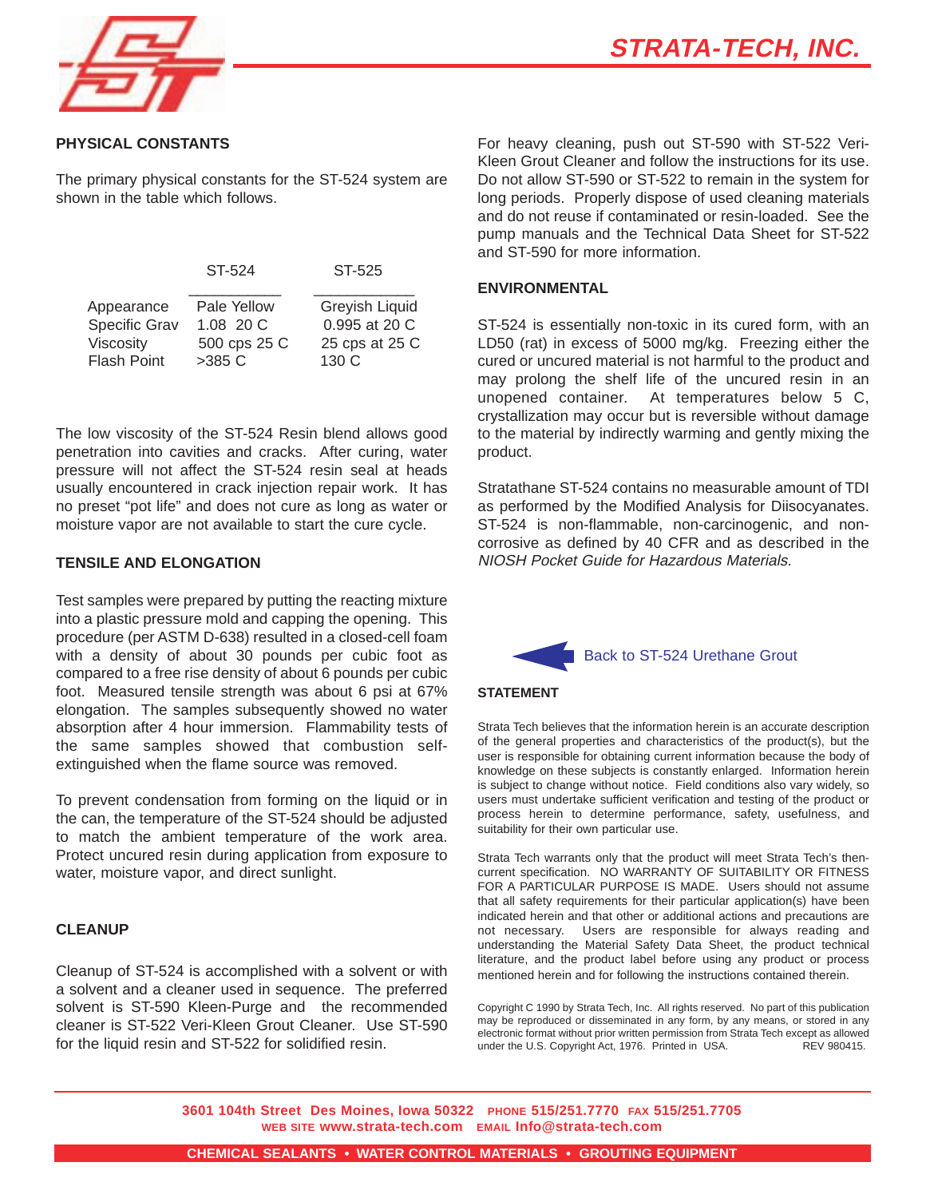## PHYSICAL CONSTANTS

The primary physical constants for the ST-524 system are shown in the table which follows.

| | ST-524 | ST-525 |
|---|---|---|
| Appearance | Pale Yellow | Greyish Liquid |
| Specific Grav | 1.08 20 C | 0.995 at 20 C |
| Viscosity | 500 cps 25 C | 25 cps at 25 C |
| Flash Point | >385 C | 130 C |

The low viscosity of the ST-524 Resin blend allows good penetration into cavities and cracks. After curing, water pressure will not affect the ST-524 resin seal at heads usually encountered in crack injection repair work. It has no preset "pot life" and does not cure as long as water or moisture vapor are not available to start the cure cycle.

## TENSILE AND ELONGATION

Test samples were prepared by putting the reacting mixture into a plastic pressure mold and capping the opening. This procedure (per ASTM D-638) resulted in a closed-cell foam with a density of about 30 pounds per cubic foot as compared to a free rise density of about 6 pounds per cubic foot. Measured tensile strength was about 6 psi at 67% elongation. The samples subsequently showed no water absorption after 4 hour immersion. Flammability tests of the same samples showed that combustion self-extinguished when the flame source was removed.

To prevent condensation from forming on the liquid or in the can, the temperature of the ST-524 should be adjusted to match the ambient temperature of the work area. Protect uncured resin during application from exposure to water, moisture vapor, and direct sunlight.

## CLEANUP

Cleanup of ST-524 is accomplished with a solvent or with a solvent and a cleaner used in sequence. The preferred solvent is ST-590 Kleen-Purge and the recommended cleaner is ST-522 Veri-Kleen Grout Cleaner. Use ST-590 for the liquid resin and ST-522 for solidified resin.

For heavy cleaning, push out ST-590 with ST-522 Veri-Kleen Grout Cleaner and follow the instructions for its use. Do not allow ST-590 or ST-522 to remain in the system for long periods. Properly dispose of used cleaning materials and do not reuse if contaminated or resin-loaded. See the pump manuals and the Technical Data Sheet for ST-522 and ST-590 for more information.

## ENVIRONMENTAL

ST-524 is essentially non-toxic in its cured form, with an LD50 (rat) in excess of 5000 mg/kg. Freezing either the cured or uncured material is not harmful to the product and may prolong the shelf life of the uncured resin in an unopened container. At temperatures below 5 C, crystallization may occur but is reversible without damage to the material by indirectly warming and gently mixing the product.

Stratathane ST-524 contains no measurable amount of TDI as performed by the Modified Analysis for Diisocyanates. ST-524 is non-flammable, non-carcinogenic, and non-corrosive as defined by 40 CFR and as described in the *NIOSH Pocket Guide for Hazardous Materials.*

Back to ST-524 Urethane Grout

## STATEMENT

Strata Tech believes that the information herein is an accurate description of the general properties and characteristics of the product(s), but the user is responsible for obtaining current information because the body of knowledge on these subjects is constantly enlarged. Information herein is subject to change without notice. Field conditions also vary widely, so users must undertake sufficient verification and testing of the product or process herein to determine performance, safety, usefulness, and suitability for their own particular use.

Strata Tech warrants only that the product will meet Strata Tech's then-current specification. NO WARRANTY OF SUITABILITY OR FITNESS FOR A PARTICULAR PURPOSE IS MADE. Users should not assume that all safety requirements for their particular application(s) have been indicated herein and that other or additional actions and precautions are not necessary. Users are responsible for always reading and understanding the Material Safety Data Sheet, the product technical literature, and the product label before using any product or process mentioned herein and for following the instructions contained therein.

Copyright C 1990 by Strata Tech, Inc. All rights reserved. No part of this publication may be reproduced or disseminated in any form, by any means, or stored in any electronic format without prior written permission from Strata Tech except as allowed under the U.S. Copyright Act, 1976. Printed in USA. REV 980415.